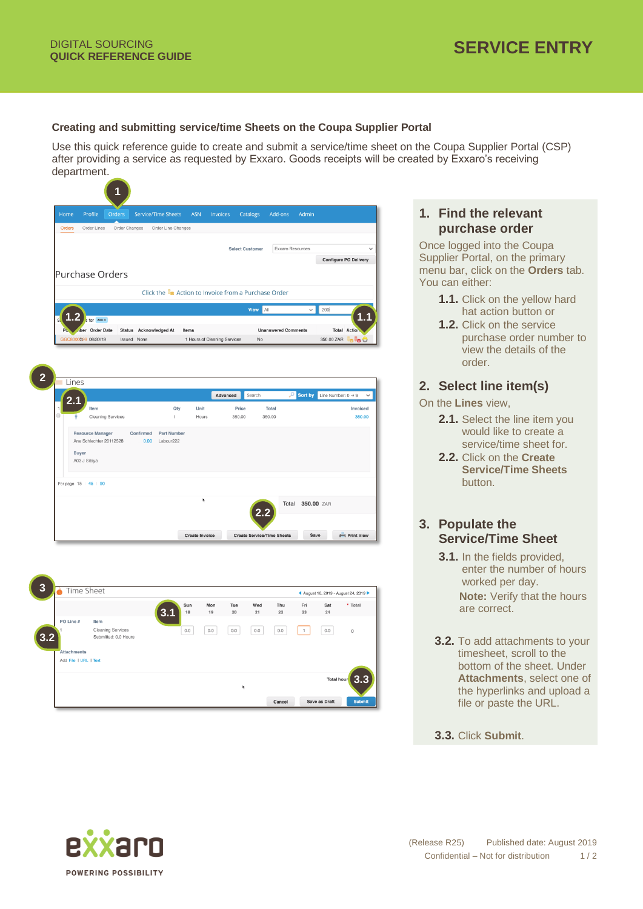DIGITAL SOURCING
**QUICK REFERENCE GUIDE**

# SERVICE ENTRY

### Creating and submitting service/time Sheets on the Coupa Supplier Portal

Use this quick reference guide to create and submit a service/time sheet on the Coupa Supplier Portal (CSP) after providing a service as requested by Exxaro. Goods receipts will be created by Exxaro's receiving department.

## 1. Find the relevant purchase order

Once logged into the Coupa Supplier Portal, on the primary menu bar, click on the **Orders** tab. You can either:

**1.1.** Click on the yellow hard hat action button or

**1.2.** Click on the service purchase order number to view the details of the order.

## 2. Select line item(s)

On the **Lines** view,

**2.1.** Select the line item you would like to create a service/time sheet for.

**2.2.** Click on the **Create Service/Time Sheets** button.

## 3. Populate the Service/Time Sheet

**3.1.** In the fields provided, enter the number of hours worked per day.

**Note:** Verify that the hours are correct.

**3.2.** To add attachments to your timesheet, scroll to the bottom of the sheet. Under **Attachments**, select one of the hyperlinks and upload a file or paste the URL.

**3.3.** Click **Submit**.

exxaro
POWERING POSSIBILITY

(Release R25) Published date: August 2019
Confidential – Not for distribution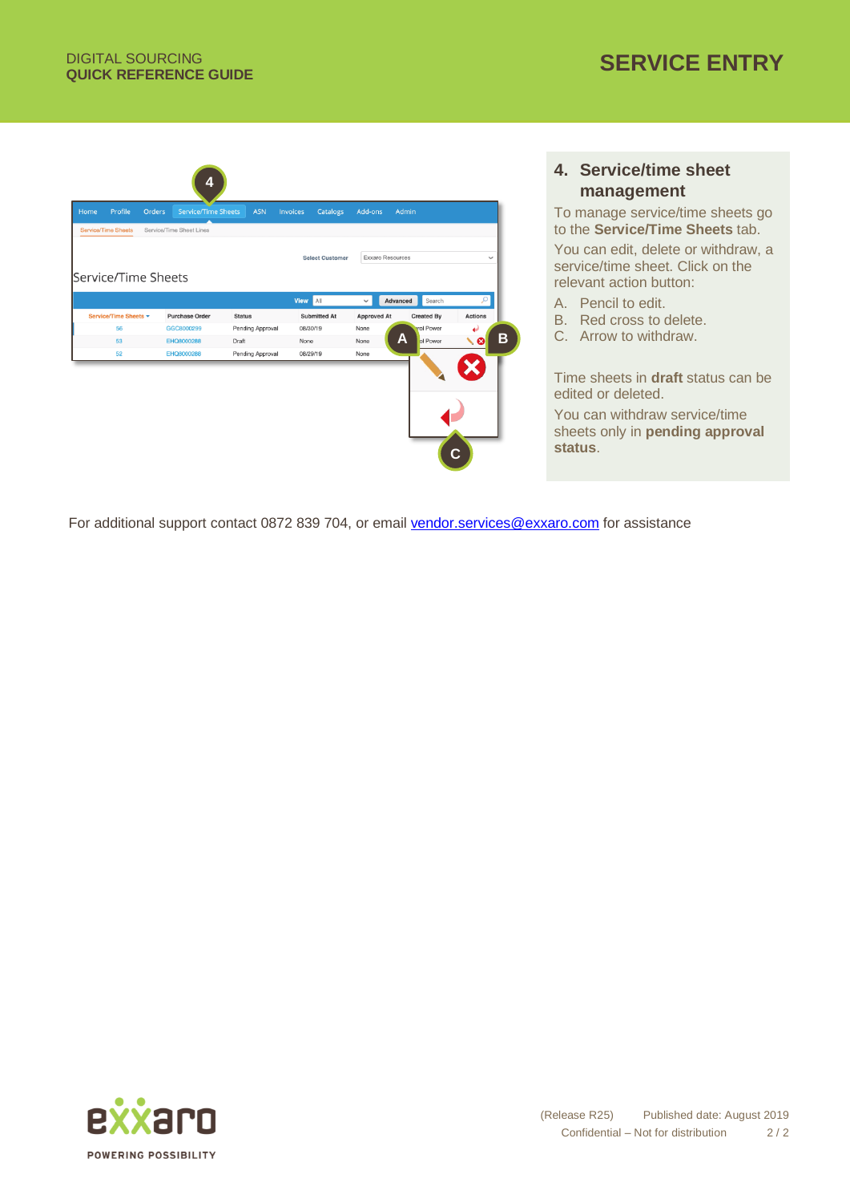## 4. Service/time sheet management

To manage service/time sheets go to the **Service/Time Sheets** tab.

You can edit, delete or withdraw, a service/time sheet. Click on the relevant action button:

A. Pencil to edit.
B. Red cross to delete.
C. Arrow to withdraw.

Time sheets in **draft** status can be edited or deleted.

You can withdraw service/time sheets only in **pending approval status**.

For additional support contact 0872 839 704, or email [vendor.services@exxaro.com](mailto:vendor.services@exxaro.com) for assistance

(Release R25) Published date: August 2019
Confidential – Not for distribution